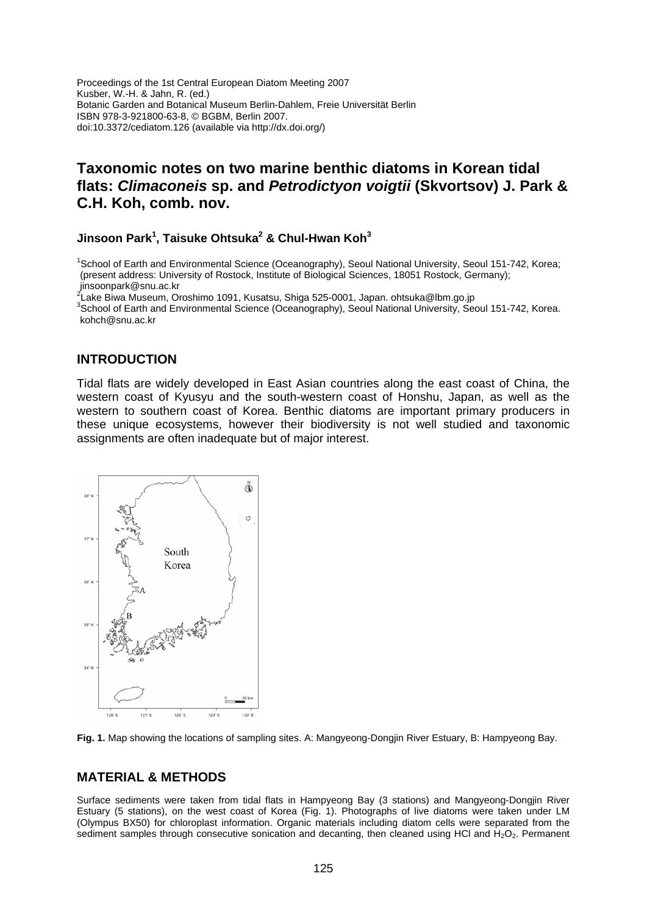Proceedings of the 1st Central European Diatom Meeting 2007
Kusber, W.-H. & Jahn, R. (ed.)
Botanic Garden and Botanical Museum Berlin-Dahlem, Freie Universität Berlin
ISBN 978-3-921800-63-8, © BGBM, Berlin 2007.
doi:10.3372/cediatom.126 (available via http://dx.doi.org/)

# Taxonomic notes on two marine benthic diatoms in Korean tidal flats: *Climaconeis* sp. and *Petrodictyon voigtii* (Skvortsov) J. Park & C.H. Koh, comb. nov.

**Jinsoon Park[1], Taisuke Ohtsuka[2] & Chul-Hwan Koh[3]**

[1]School of Earth and Environmental Science (Oceanography), Seoul National University, Seoul 151-742, Korea; (present address: University of Rostock, Institute of Biological Sciences, 18051 Rostock, Germany); jinsoonpark@snu.ac.kr
[2]Lake Biwa Museum, Oroshimo 1091, Kusatsu, Shiga 525-0001, Japan. ohtsuka@lbm.go.jp
[3]School of Earth and Environmental Science (Oceanography), Seoul National University, Seoul 151-742, Korea. kohch@snu.ac.kr

## INTRODUCTION

Tidal flats are widely developed in East Asian countries along the east coast of China, the western coast of Kyusyu and the south-western coast of Honshu, Japan, as well as the western to southern coast of Korea. Benthic diatoms are important primary producers in these unique ecosystems, however their biodiversity is not well studied and taxonomic assignments are often inadequate but of major interest.

**Fig. 1.** Map showing the locations of sampling sites. A: Mangyeong-Dongjin River Estuary, B: Hampyeong Bay.

## MATERIAL & METHODS

Surface sediments were taken from tidal flats in Hampyeong Bay (3 stations) and Mangyeong-Dongjin River Estuary (5 stations), on the west coast of Korea (Fig. 1). Photographs of live diatoms were taken under LM (Olympus BX50) for chloroplast information. Organic materials including diatom cells were separated from the sediment samples through consecutive sonication and decanting, then cleaned using HCl and $H_2O_2$. Permanent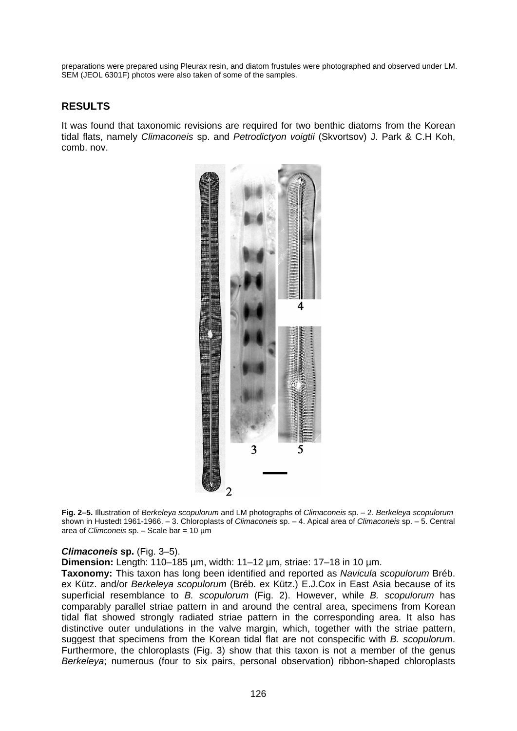preparations were prepared using Pleurax resin, and diatom frustules were photographed and observed under LM. SEM (JEOL 6301F) photos were also taken of some of the samples.

## RESULTS

It was found that taxonomic revisions are required for two benthic diatoms from the Korean tidal flats, namely *Climaconeis* sp. and *Petrodictyon voigtii* (Skvortsov) J. Park & C.H Koh, comb. nov.

**Fig. 2–5.** Illustration of *Berkeleya scopulorum* and LM photographs of *Climaconeis* sp. – 2. *Berkeleya scopulorum* shown in Hustedt 1961-1966. – 3. Chloroplasts of *Climaconeis* sp. – 4. Apical area of *Climaconeis* sp. – 5. Central area of *Climconeis* sp. – Scale bar = 10 µm

***Climaconeis* sp.** (Fig. 3–5).

**Dimension:** Length: 110–185 µm, width: 11–12 µm, striae: 17–18 in 10 µm.

**Taxonomy:** This taxon has long been identified and reported as *Navicula scopulorum* Bréb. ex Kütz. and/or *Berkeleya scopulorum* (Bréb. ex Kütz.) E.J.Cox in East Asia because of its superficial resemblance to *B. scopulorum* (Fig. 2). However, while *B. scopulorum* has comparably parallel striae pattern in and around the central area, specimens from Korean tidal flat showed strongly radiated striae pattern in the corresponding area. It also has distinctive outer undulations in the valve margin, which, together with the striae pattern, suggest that specimens from the Korean tidal flat are not conspecific with *B. scopulorum*. Furthermore, the chloroplasts (Fig. 3) show that this taxon is not a member of the genus *Berkeleya*; numerous (four to six pairs, personal observation) ribbon-shaped chloroplasts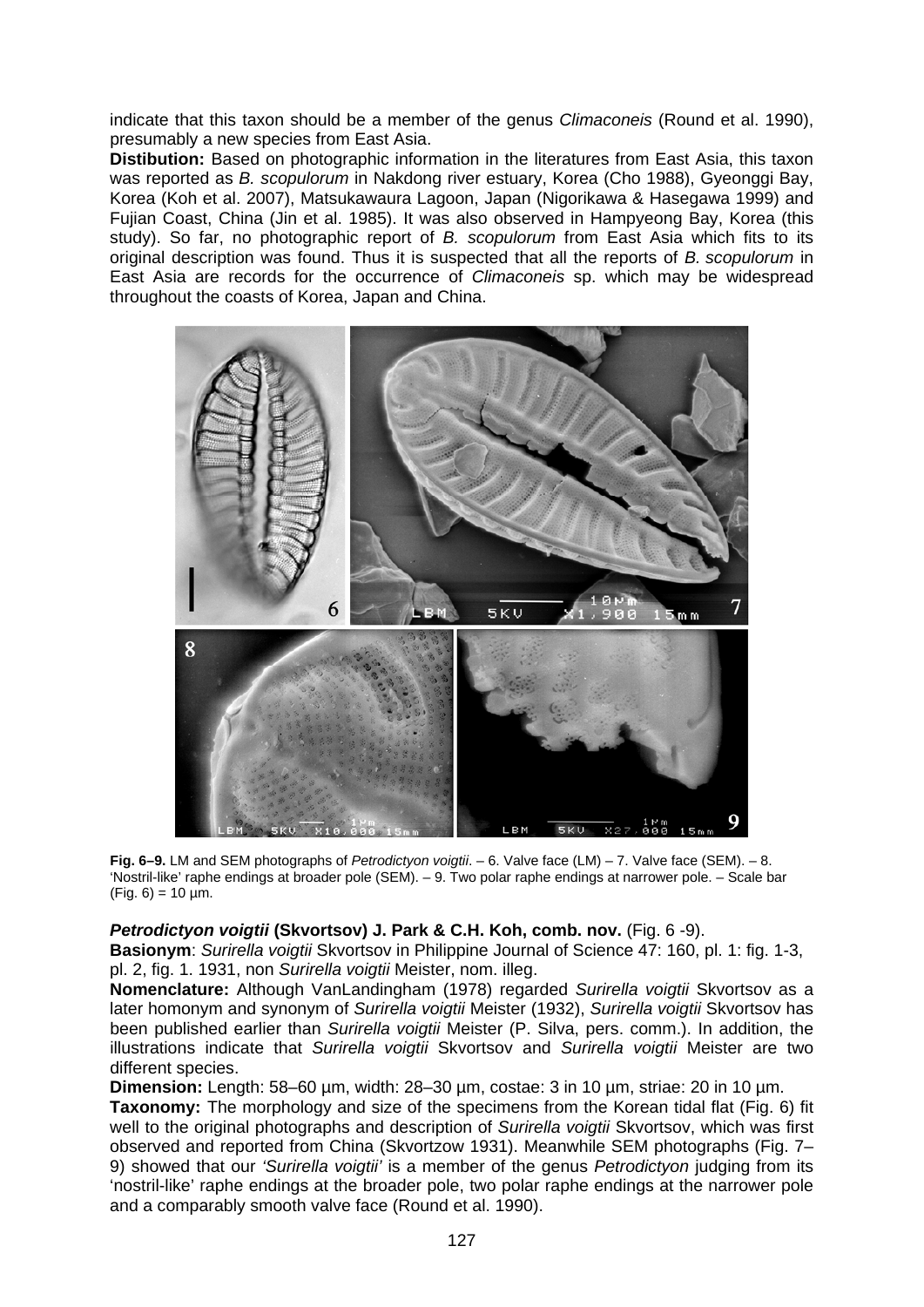indicate that this taxon should be a member of the genus *Climaconeis* (Round et al. 1990), presumably a new species from East Asia.

**Distibution:** Based on photographic information in the literatures from East Asia, this taxon was reported as *B. scopulorum* in Nakdong river estuary, Korea (Cho 1988), Gyeonggi Bay, Korea (Koh et al. 2007), Matsukawaura Lagoon, Japan (Nigorikawa & Hasegawa 1999) and Fujian Coast, China (Jin et al. 1985). It was also observed in Hampyeong Bay, Korea (this study). So far, no photographic report of *B. scopulorum* from East Asia which fits to its original description was found. Thus it is suspected that all the reports of *B. scopulorum* in East Asia are records for the occurrence of *Climaconeis* sp. which may be widespread throughout the coasts of Korea, Japan and China.

**Fig. 6–9.** LM and SEM photographs of *Petrodictyon voigtii*. – 6. Valve face (LM) – 7. Valve face (SEM). – 8. 'Nostril-like' raphe endings at broader pole (SEM). – 9. Two polar raphe endings at narrower pole. – Scale bar (Fig. 6) = 10 µm.

***Petrodictyon voigtii* (Skvortsov) J. Park & C.H. Koh, comb. nov.** (Fig. 6 -9).

**Basionym**: *Surirella voigtii* Skvortsov in Philippine Journal of Science 47: 160, pl. 1: fig. 1-3, pl. 2, fig. 1. 1931, non *Surirella voigtii* Meister, nom. illeg.

**Nomenclature:** Although VanLandingham (1978) regarded *Surirella voigtii* Skvortsov as a later homonym and synonym of *Surirella voigtii* Meister (1932), *Surirella voigtii* Skvortsov has been published earlier than *Surirella voigtii* Meister (P. Silva, pers. comm.). In addition, the illustrations indicate that *Surirella voigtii* Skvortsov and *Surirella voigtii* Meister are two different species.

**Dimension:** Length: 58–60 µm, width: 28–30 µm, costae: 3 in 10 µm, striae: 20 in 10 µm.

**Taxonomy:** The morphology and size of the specimens from the Korean tidal flat (Fig. 6) fit well to the original photographs and description of *Surirella voigtii* Skvortsov, which was first observed and reported from China (Skvortzow 1931). Meanwhile SEM photographs (Fig. 7–9) showed that our *'Surirella voigtii'* is a member of the genus *Petrodictyon* judging from its 'nostril-like' raphe endings at the broader pole, two polar raphe endings at the narrower pole and a comparably smooth valve face (Round et al. 1990).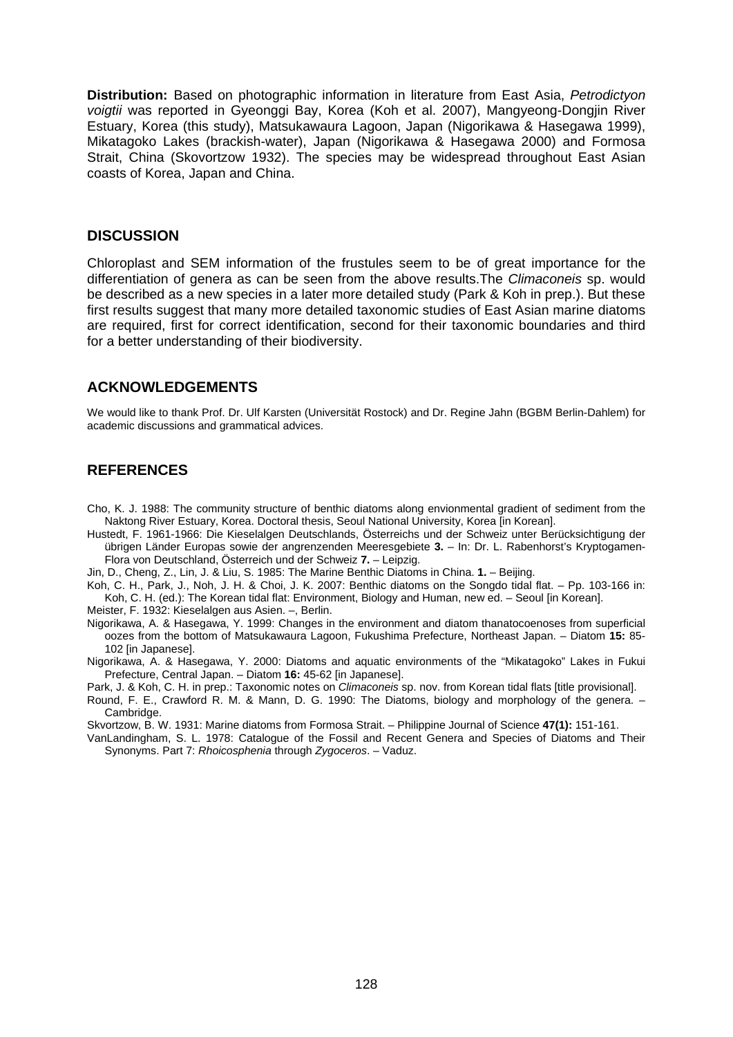**Distribution:** Based on photographic information in literature from East Asia, *Petrodictyon voigtii* was reported in Gyeonggi Bay, Korea (Koh et al. 2007), Mangyeong-Dongjin River Estuary, Korea (this study), Matsukawaura Lagoon, Japan (Nigorikawa & Hasegawa 1999), Mikatagoko Lakes (brackish-water), Japan (Nigorikawa & Hasegawa 2000) and Formosa Strait, China (Skovortzow 1932). The species may be widespread throughout East Asian coasts of Korea, Japan and China.

## DISCUSSION

Chloroplast and SEM information of the frustules seem to be of great importance for the differentiation of genera as can be seen from the above results.The *Climaconeis* sp. would be described as a new species in a later more detailed study (Park & Koh in prep.). But these first results suggest that many more detailed taxonomic studies of East Asian marine diatoms are required, first for correct identification, second for their taxonomic boundaries and third for a better understanding of their biodiversity.

## ACKNOWLEDGEMENTS

We would like to thank Prof. Dr. Ulf Karsten (Universität Rostock) and Dr. Regine Jahn (BGBM Berlin-Dahlem) for academic discussions and grammatical advices.

## REFERENCES

Cho, K. J. 1988: The community structure of benthic diatoms along envionmental gradient of sediment from the Naktong River Estuary, Korea. Doctoral thesis, Seoul National University, Korea [in Korean].

Hustedt, F. 1961-1966: Die Kieselalgen Deutschlands, Österreichs und der Schweiz unter Berücksichtigung der übrigen Länder Europas sowie der angrenzenden Meeresgebiete **3.** – In: Dr. L. Rabenhorst's Kryptogamen-Flora von Deutschland, Österreich und der Schweiz **7.** – Leipzig.

Jin, D., Cheng, Z., Lin, J. & Liu, S. 1985: The Marine Benthic Diatoms in China. **1.** – Beijing.

Koh, C. H., Park, J., Noh, J. H. & Choi, J. K. 2007: Benthic diatoms on the Songdo tidal flat. – Pp. 103-166 in: Koh, C. H. (ed.): The Korean tidal flat: Environment, Biology and Human, new ed. – Seoul [in Korean].

Meister, F. 1932: Kieselalgen aus Asien. –, Berlin.

Nigorikawa, A. & Hasegawa, Y. 1999: Changes in the environment and diatom thanatocoenoses from superficial oozes from the bottom of Matsukawaura Lagoon, Fukushima Prefecture, Northeast Japan. – Diatom **15:** 85-102 [in Japanese].

Nigorikawa, A. & Hasegawa, Y. 2000: Diatoms and aquatic environments of the "Mikatagoko" Lakes in Fukui Prefecture, Central Japan. – Diatom **16:** 45-62 [in Japanese].

Park, J. & Koh, C. H. in prep.: Taxonomic notes on *Climaconeis* sp. nov. from Korean tidal flats [title provisional].

Round, F. E., Crawford R. M. & Mann, D. G. 1990: The Diatoms, biology and morphology of the genera. – Cambridge.

Skvortzow, B. W. 1931: Marine diatoms from Formosa Strait. – Philippine Journal of Science **47(1):** 151-161.

VanLandingham, S. L. 1978: Catalogue of the Fossil and Recent Genera and Species of Diatoms and Their Synonyms. Part 7: *Rhoicosphenia* through *Zygoceros*. – Vaduz.